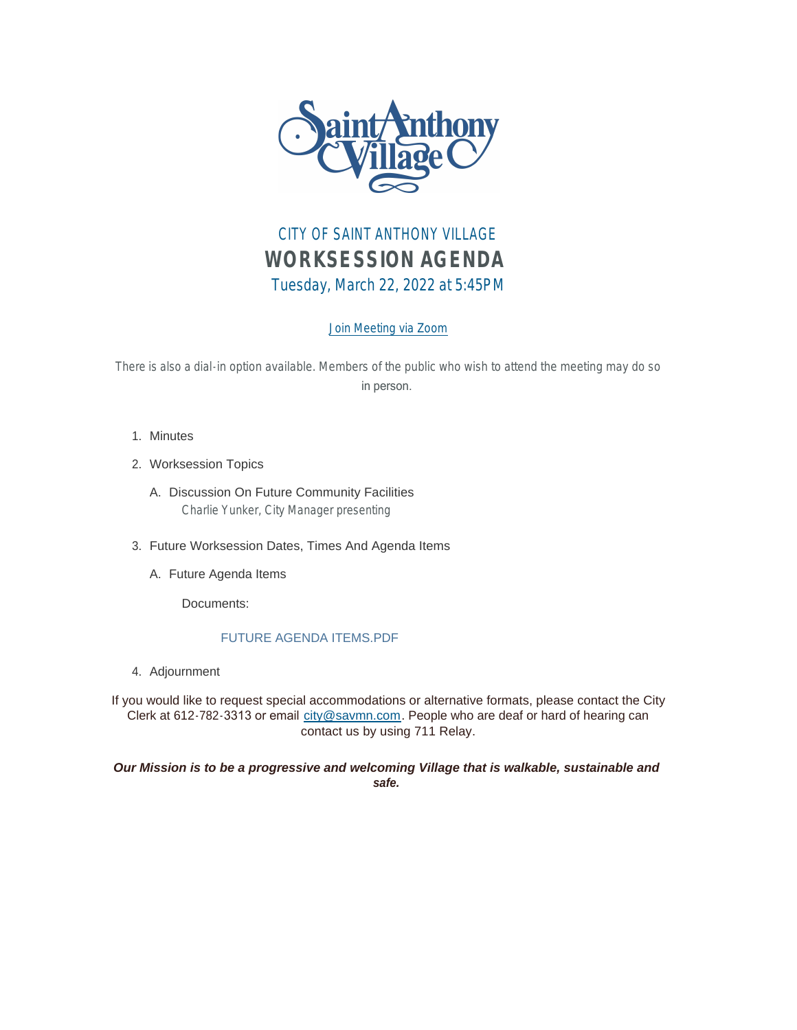# CITY OF SAINT ANTHONY VILLAGE

## WORKSESSION AGENDA

Tuesday, March 22, 2022 at 5:45PM

[Join Meeting via Zoom]

There is also a dial-in option available. Members of the public who wish to attend the meeting may do so in person.

1. Minutes
2. Worksession Topics
   A. Discussion On Future Community Facilities
      Charlie Yunker, City Manager presenting
3. Future Worksession Dates, Times And Agenda Items
   A. Future Agenda Items

      Documents:

      FUTURE AGENDA ITEMS.PDF
4. Adjournment

If you would like to request special accommodations or alternative formats, please contact the City Clerk at 612-782-3313 or email city@savmn.com. People who are deaf or hard of hearing can contact us by using 711 Relay.

***Our Mission is to be a progressive and welcoming Village that is walkable, sustainable and safe.***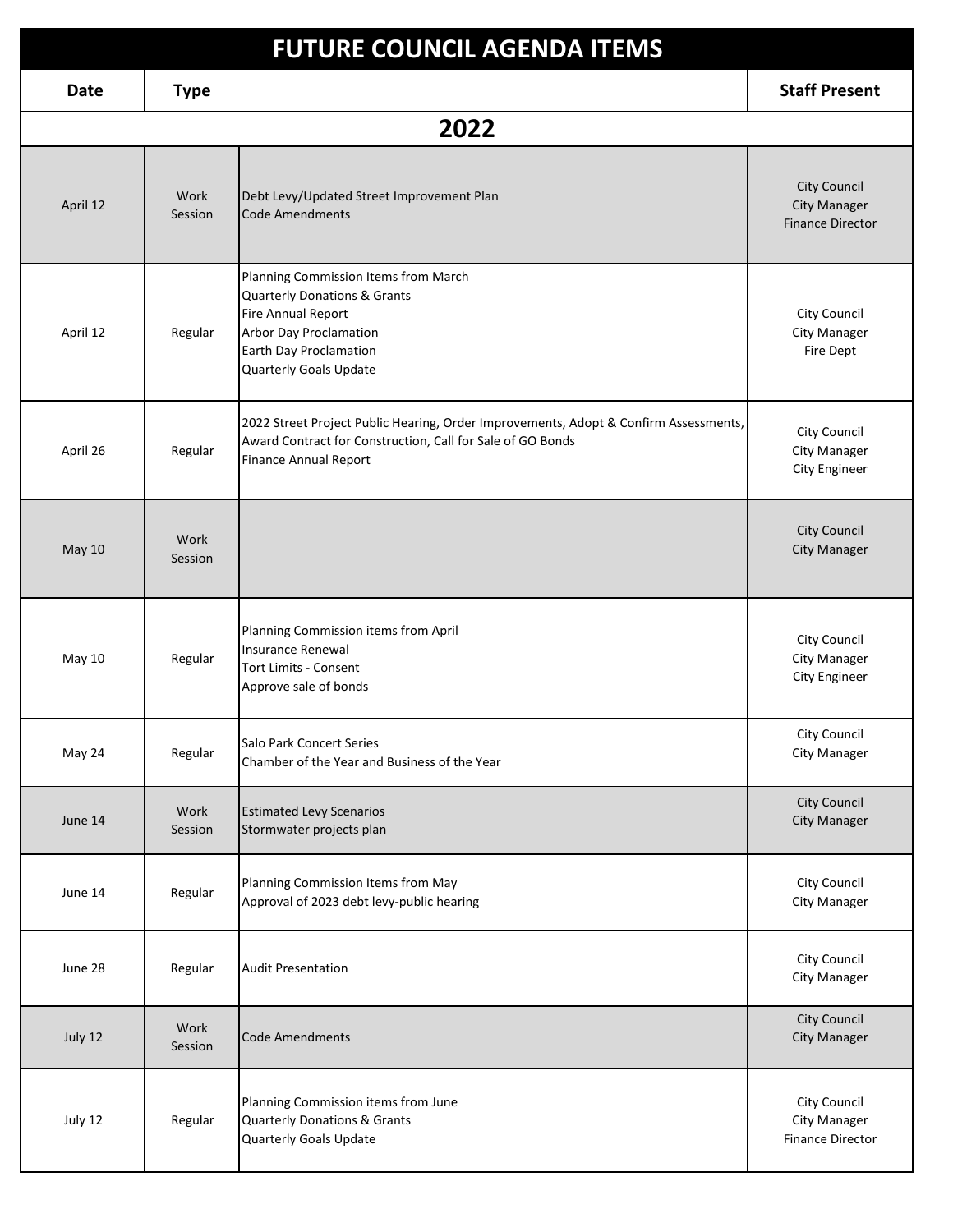# FUTURE COUNCIL AGENDA ITEMS

| Date | Type | | Staff Present |
|---|---|---|---|
| **2022** | | | |
| April 12 | Work Session | Debt Levy/Updated Street Improvement Plan<br>Code Amendments | City Council<br>City Manager<br>Finance Director |
| April 12 | Regular | Planning Commission Items from March<br>Quarterly Donations & Grants<br>Fire Annual Report<br>Arbor Day Proclamation<br>Earth Day Proclamation<br>Quarterly Goals Update | City Council<br>City Manager<br>Fire Dept |
| April 26 | Regular | 2022 Street Project Public Hearing, Order Improvements, Adopt & Confirm Assessments, Award Contract for Construction, Call for Sale of GO Bonds<br>Finance Annual Report | City Council<br>City Manager<br>City Engineer |
| May 10 | Work Session | | City Council<br>City Manager |
| May 10 | Regular | Planning Commission items from April<br>Insurance Renewal<br>Tort Limits - Consent<br>Approve sale of bonds | City Council<br>City Manager<br>City Engineer |
| May 24 | Regular | Salo Park Concert Series<br>Chamber of the Year and Business of the Year | City Council<br>City Manager |
| June 14 | Work Session | Estimated Levy Scenarios<br>Stormwater projects plan | City Council<br>City Manager |
| June 14 | Regular | Planning Commission Items from May<br>Approval of 2023 debt levy-public hearing | City Council<br>City Manager |
| June 28 | Regular | Audit Presentation | City Council<br>City Manager |
| July 12 | Work Session | Code Amendments | City Council<br>City Manager |
| July 12 | Regular | Planning Commission items from June<br>Quarterly Donations & Grants<br>Quarterly Goals Update | City Council<br>City Manager<br>Finance Director |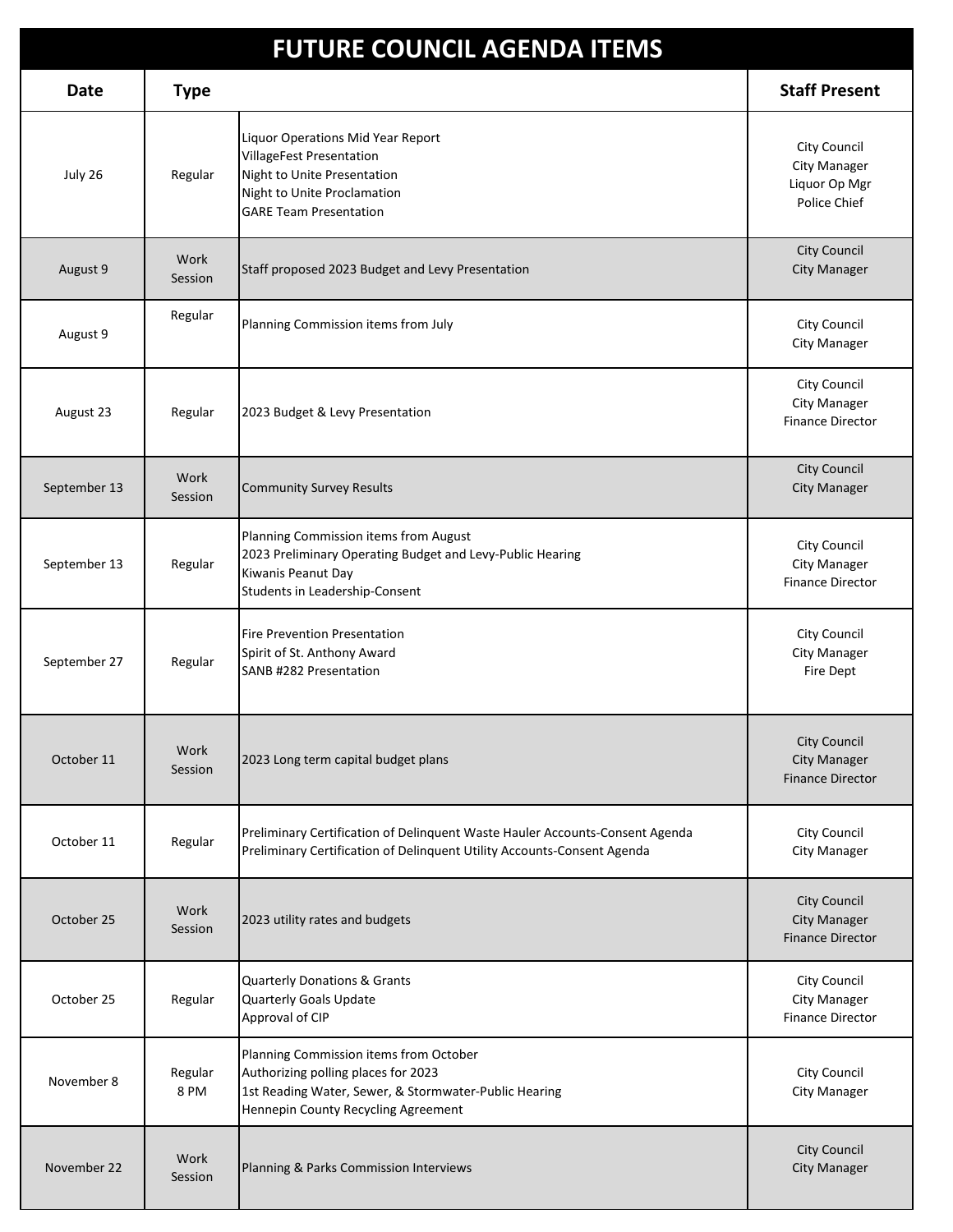# FUTURE COUNCIL AGENDA ITEMS

| Date | Type | | Staff Present |
|---|---|---|---|
| July 26 | Regular | Liquor Operations Mid Year Report<br>VillageFest Presentation<br>Night to Unite Presentation<br>Night to Unite Proclamation<br>GARE Team Presentation | City Council<br>City Manager<br>Liquor Op Mgr<br>Police Chief |
| August 9 | Work Session | Staff proposed 2023 Budget and Levy Presentation | City Council<br>City Manager |
| August 9 | Regular | Planning Commission items from July | City Council<br>City Manager |
| August 23 | Regular | 2023 Budget & Levy Presentation | City Council<br>City Manager<br>Finance Director |
| September 13 | Work Session | Community Survey Results | City Council<br>City Manager |
| September 13 | Regular | Planning Commission items from August<br>2023 Preliminary Operating Budget and Levy-Public Hearing<br>Kiwanis Peanut Day<br>Students in Leadership-Consent | City Council<br>City Manager<br>Finance Director |
| September 27 | Regular | Fire Prevention Presentation<br>Spirit of St. Anthony Award<br>SANB #282 Presentation | City Council<br>City Manager<br>Fire Dept |
| October 11 | Work Session | 2023 Long term capital budget plans | City Council<br>City Manager<br>Finance Director |
| October 11 | Regular | Preliminary Certification of Delinquent Waste Hauler Accounts-Consent Agenda<br>Preliminary Certification of Delinquent Utility Accounts-Consent Agenda | City Council<br>City Manager |
| October 25 | Work Session | 2023 utility rates and budgets | City Council<br>City Manager<br>Finance Director |
| October 25 | Regular | Quarterly Donations & Grants<br>Quarterly Goals Update<br>Approval of CIP | City Council<br>City Manager<br>Finance Director |
| November 8 | Regular<br>8 PM | Planning Commission items from October<br>Authorizing polling places for 2023<br>1st Reading Water, Sewer, & Stormwater-Public Hearing<br>Hennepin County Recycling Agreement | City Council<br>City Manager |
| November 22 | Work Session | Planning & Parks Commission Interviews | City Council<br>City Manager |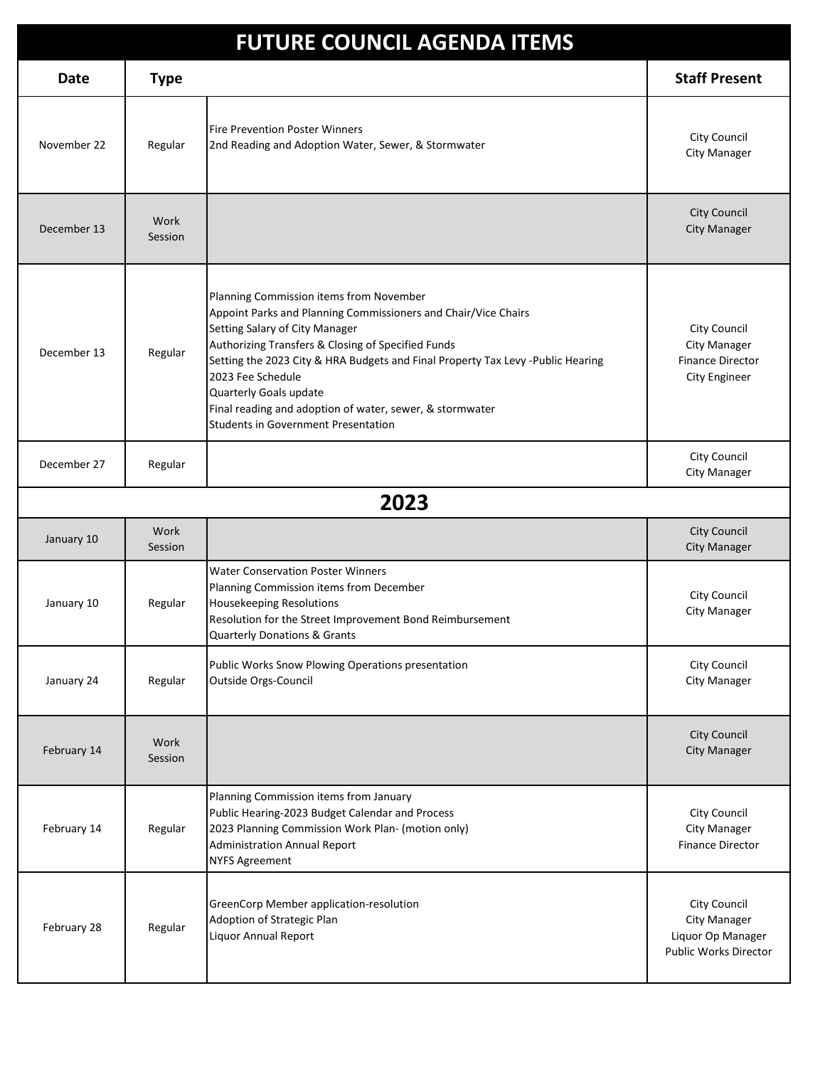# FUTURE COUNCIL AGENDA ITEMS

| Date | Type | | Staff Present |
|---|---|---|---|
| November 22 | Regular | Fire Prevention Poster Winners<br>2nd Reading and Adoption Water, Sewer, & Stormwater | City Council<br>City Manager |
| December 13 | Work Session | | City Council<br>City Manager |
| December 13 | Regular | Planning Commission items from November<br>Appoint Parks and Planning Commissioners and Chair/Vice Chairs<br>Setting Salary of City Manager<br>Authorizing Transfers & Closing of Specified Funds<br>Setting the 2023 City & HRA Budgets and Final Property Tax Levy -Public Hearing<br>2023 Fee Schedule<br>Quarterly Goals update<br>Final reading and adoption of water, sewer, & stormwater<br>Students in Government Presentation | City Council<br>City Manager<br>Finance Director<br>City Engineer |
| December 27 | Regular | | City Council<br>City Manager |
| **2023** | | | |
| January 10 | Work Session | | City Council<br>City Manager |
| January 10 | Regular | Water Conservation Poster Winners<br>Planning Commission items from December<br>Housekeeping Resolutions<br>Resolution for the Street Improvement Bond Reimbursement<br>Quarterly Donations & Grants | City Council<br>City Manager |
| January 24 | Regular | Public Works Snow Plowing Operations presentation<br>Outside Orgs-Council | City Council<br>City Manager |
| February 14 | Work Session | | City Council<br>City Manager |
| February 14 | Regular | Planning Commission items from January<br>Public Hearing-2023 Budget Calendar and Process<br>2023 Planning Commission Work Plan- (motion only)<br>Administration Annual Report<br>NYFS Agreement | City Council<br>City Manager<br>Finance Director |
| February 28 | Regular | GreenCorp Member application-resolution<br>Adoption of Strategic Plan<br>Liquor Annual Report | City Council<br>City Manager<br>Liquor Op Manager<br>Public Works Director |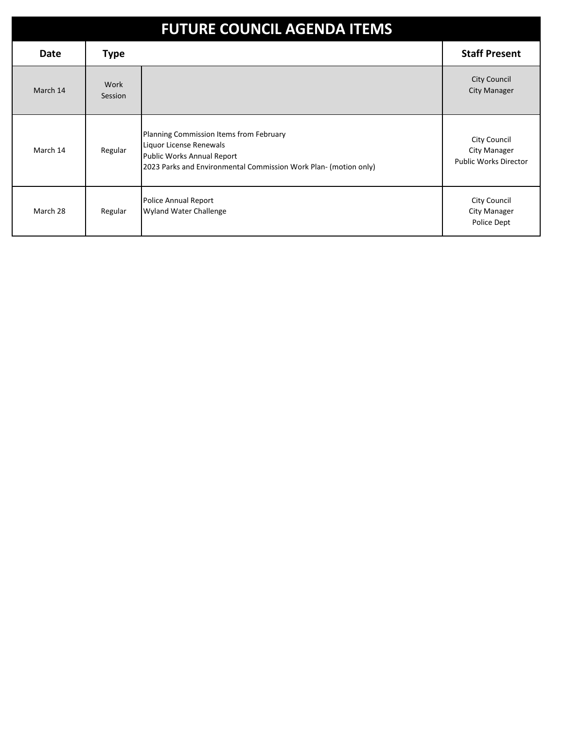# FUTURE COUNCIL AGENDA ITEMS

| Date | Type | | Staff Present |
|---|---|---|---|
| March 14 | Work Session | | City Council<br>City Manager |
| March 14 | Regular | Planning Commission Items from February<br>Liquor License Renewals<br>Public Works Annual Report<br>2023 Parks and Environmental Commission Work Plan- (motion only) | City Council<br>City Manager<br>Public Works Director |
| March 28 | Regular | Police Annual Report<br>Wyland Water Challenge | City Council<br>City Manager<br>Police Dept |